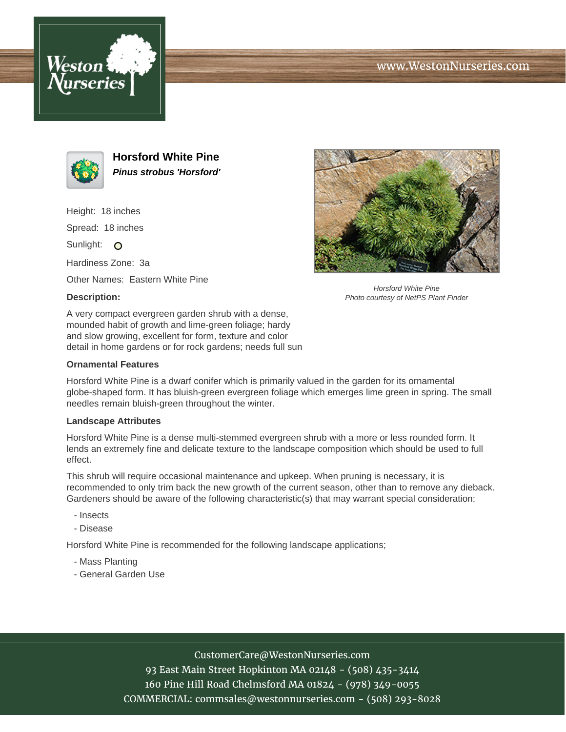# Horsford White Pine

***Pinus strobus 'Horsford'***

Height: 18 inches

Spread: 18 inches

Sunlight: ○

Hardiness Zone: 3a

Other Names: Eastern White Pine

*Horsford White Pine*
*Photo courtesy of NetPS Plant Finder*

### Description:

A very compact evergreen garden shrub with a dense, mounded habit of growth and lime-green foliage; hardy and slow growing, excellent for form, texture and color detail in home gardens or for rock gardens; needs full sun

### Ornamental Features

Horsford White Pine is a dwarf conifer which is primarily valued in the garden for its ornamental globe-shaped form. It has bluish-green evergreen foliage which emerges lime green in spring. The small needles remain bluish-green throughout the winter.

### Landscape Attributes

Horsford White Pine is a dense multi-stemmed evergreen shrub with a more or less rounded form. It lends an extremely fine and delicate texture to the landscape composition which should be used to full effect.

This shrub will require occasional maintenance and upkeep. When pruning is necessary, it is recommended to only trim back the new growth of the current season, other than to remove any dieback. Gardeners should be aware of the following characteristic(s) that may warrant special consideration;

- Insects
- Disease

Horsford White Pine is recommended for the following landscape applications;

- Mass Planting
- General Garden Use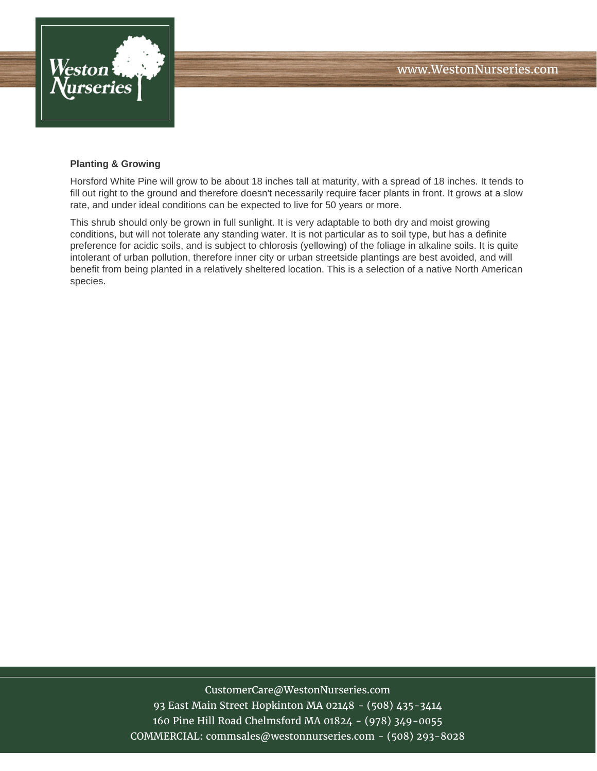**Planting & Growing**

Horsford White Pine will grow to be about 18 inches tall at maturity, with a spread of 18 inches. It tends to fill out right to the ground and therefore doesn't necessarily require facer plants in front. It grows at a slow rate, and under ideal conditions can be expected to live for 50 years or more.

This shrub should only be grown in full sunlight. It is very adaptable to both dry and moist growing conditions, but will not tolerate any standing water. It is not particular as to soil type, but has a definite preference for acidic soils, and is subject to chlorosis (yellowing) of the foliage in alkaline soils. It is quite intolerant of urban pollution, therefore inner city or urban streetside plantings are best avoided, and will benefit from being planted in a relatively sheltered location. This is a selection of a native North American species.